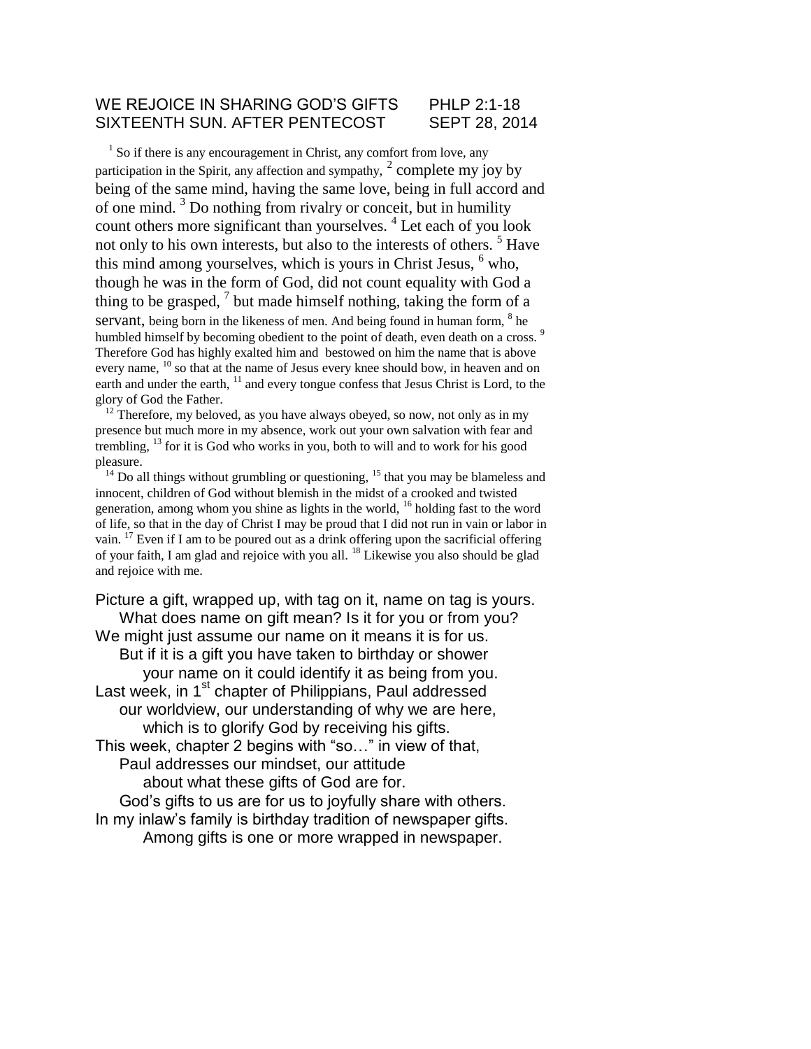WE REJOICE IN SHARING GOD'S GIFTS PHLP 2:1-18
SIXTEENTH SUN. AFTER PENTECOST SEPT 28, 2014

[1] So if there is any encouragement in Christ, any comfort from love, any participation in the Spirit, any affection and sympathy, [2] complete my joy by being of the same mind, having the same love, being in full accord and of one mind. [3] Do nothing from rivalry or conceit, but in humility count others more significant than yourselves. [4] Let each of you look not only to his own interests, but also to the interests of others. [5] Have this mind among yourselves, which is yours in Christ Jesus, [6] who, though he was in the form of God, did not count equality with God a thing to be grasped, [7] but made himself nothing, taking the form of a servant, being born in the likeness of men. And being found in human form, [8] he humbled himself by becoming obedient to the point of death, even death on a cross. [9] Therefore God has highly exalted him and bestowed on him the name that is above every name, [10] so that at the name of Jesus every knee should bow, in heaven and on earth and under the earth, [11] and every tongue confess that Jesus Christ is Lord, to the glory of God the Father.

[12] Therefore, my beloved, as you have always obeyed, so now, not only as in my presence but much more in my absence, work out your own salvation with fear and trembling, [13] for it is God who works in you, both to will and to work for his good pleasure.

[14] Do all things without grumbling or questioning, [15] that you may be blameless and innocent, children of God without blemish in the midst of a crooked and twisted generation, among whom you shine as lights in the world, [16] holding fast to the word of life, so that in the day of Christ I may be proud that I did not run in vain or labor in vain. [17] Even if I am to be poured out as a drink offering upon the sacrificial offering of your faith, I am glad and rejoice with you all. [18] Likewise you also should be glad and rejoice with me.

Picture a gift, wrapped up, with tag on it, name on tag is yours.
What does name on gift mean? Is it for you or from you?
We might just assume our name on it means it is for us.
But if it is a gift you have taken to birthday or shower
your name on it could identify it as being from you.
Last week, in 1st chapter of Philippians, Paul addressed
our worldview, our understanding of why we are here,
which is to glorify God by receiving his gifts.
This week, chapter 2 begins with "so…" in view of that,
Paul addresses our mindset, our attitude
about what these gifts of God are for.
God's gifts to us are for us to joyfully share with others.
In my inlaw's family is birthday tradition of newspaper gifts.
Among gifts is one or more wrapped in newspaper.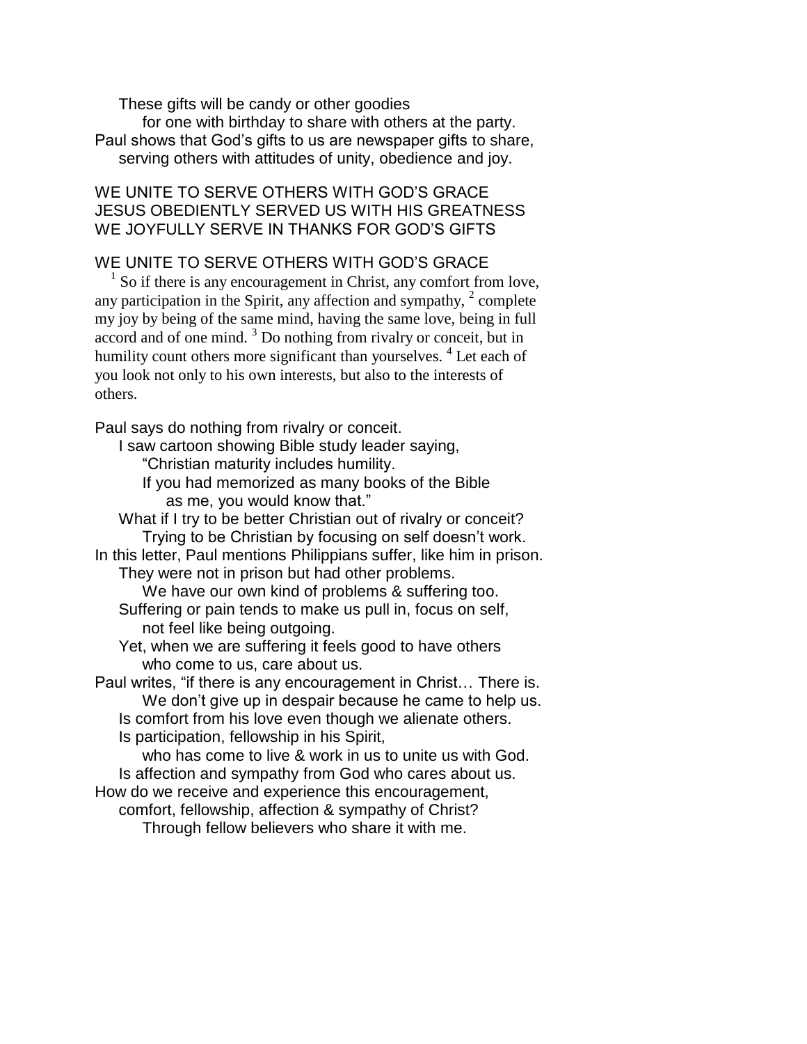These gifts will be candy or other goodies
for one with birthday to share with others at the party.
Paul shows that God's gifts to us are newspaper gifts to share,
serving others with attitudes of unity, obedience and joy.

WE UNITE TO SERVE OTHERS WITH GOD'S GRACE
JESUS OBEDIENTLY SERVED US WITH HIS GREATNESS
WE JOYFULLY SERVE IN THANKS FOR GOD'S GIFTS

## WE UNITE TO SERVE OTHERS WITH GOD'S GRACE

[1] So if there is any encouragement in Christ, any comfort from love, any participation in the Spirit, any affection and sympathy, [2] complete my joy by being of the same mind, having the same love, being in full accord and of one mind. [3] Do nothing from rivalry or conceit, but in humility count others more significant than yourselves. [4] Let each of you look not only to his own interests, but also to the interests of others.

Paul says do nothing from rivalry or conceit.
I saw cartoon showing Bible study leader saying,
"Christian maturity includes humility.
If you had memorized as many books of the Bible
as me, you would know that."
What if I try to be better Christian out of rivalry or conceit?
Trying to be Christian by focusing on self doesn't work.
In this letter, Paul mentions Philippians suffer, like him in prison.
They were not in prison but had other problems.
We have our own kind of problems & suffering too.
Suffering or pain tends to make us pull in, focus on self,
not feel like being outgoing.
Yet, when we are suffering it feels good to have others
who come to us, care about us.
Paul writes, "if there is any encouragement in Christ… There is.
We don't give up in despair because he came to help us.
Is comfort from his love even though we alienate others.
Is participation, fellowship in his Spirit,
who has come to live & work in us to unite us with God.
Is affection and sympathy from God who cares about us.
How do we receive and experience this encouragement,
comfort, fellowship, affection & sympathy of Christ?
Through fellow believers who share it with me.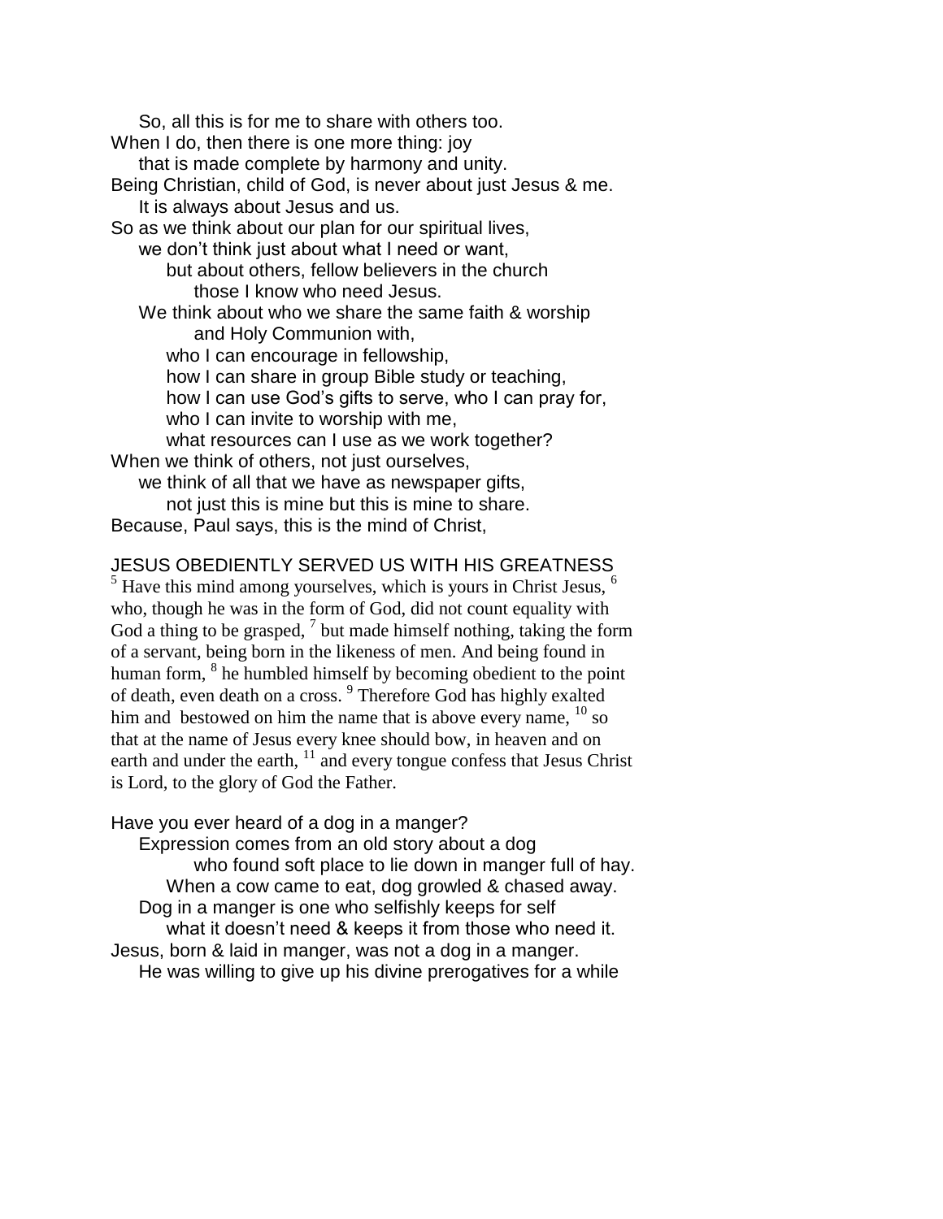So, all this is for me to share with others too.
When I do, then there is one more thing: joy
that is made complete by harmony and unity.
Being Christian, child of God, is never about just Jesus & me.
It is always about Jesus and us.
So as we think about our plan for our spiritual lives,
we don't think just about what I need or want,
but about others, fellow believers in the church
those I know who need Jesus.
We think about who we share the same faith & worship
and Holy Communion with,
who I can encourage in fellowship,
how I can share in group Bible study or teaching,
how I can use God's gifts to serve, who I can pray for,
who I can invite to worship with me,
what resources can I use as we work together?
When we think of others, not just ourselves,
we think of all that we have as newspaper gifts,
not just this is mine but this is mine to share.
Because, Paul says, this is the mind of Christ,

## JESUS OBEDIENTLY SERVED US WITH HIS GREATNESS

[5] Have this mind among yourselves, which is yours in Christ Jesus, [6] who, though he was in the form of God, did not count equality with God a thing to be grasped, [7] but made himself nothing, taking the form of a servant, being born in the likeness of men. And being found in human form, [8] he humbled himself by becoming obedient to the point of death, even death on a cross. [9] Therefore God has highly exalted him and bestowed on him the name that is above every name, [10] so that at the name of Jesus every knee should bow, in heaven and on earth and under the earth, [11] and every tongue confess that Jesus Christ is Lord, to the glory of God the Father.

Have you ever heard of a dog in a manger?
Expression comes from an old story about a dog
who found soft place to lie down in manger full of hay.
When a cow came to eat, dog growled & chased away.
Dog in a manger is one who selfishly keeps for self
what it doesn't need & keeps it from those who need it.
Jesus, born & laid in manger, was not a dog in a manger.
He was willing to give up his divine prerogatives for a while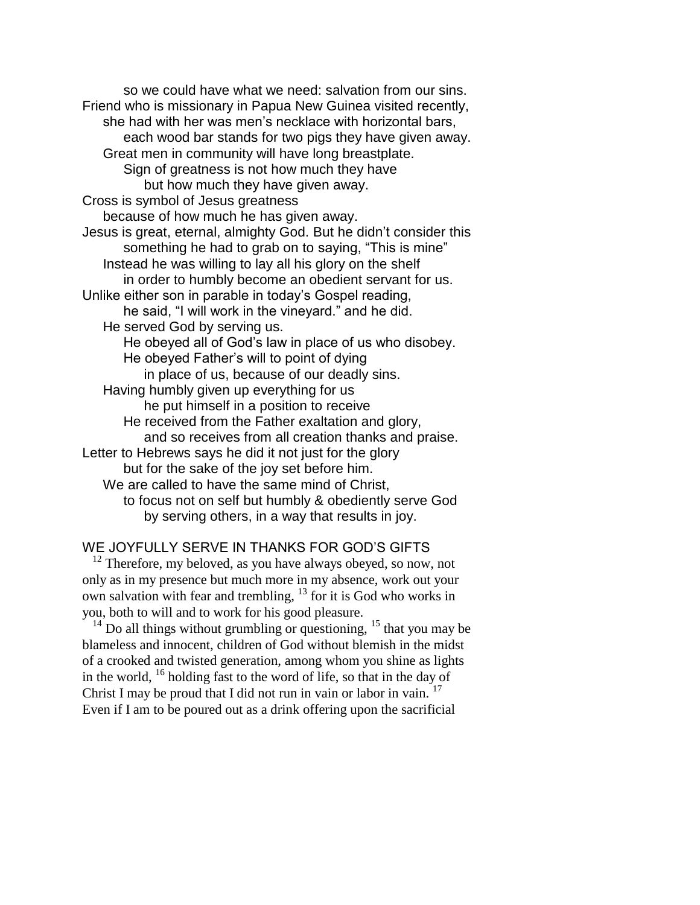so we could have what we need: salvation from our sins.

Friend who is missionary in Papua New Guinea visited recently,
she had with her was men's necklace with horizontal bars,
each wood bar stands for two pigs they have given away.
Great men in community will have long breastplate.
Sign of greatness is not how much they have
but how much they have given away.

Cross is symbol of Jesus greatness
because of how much he has given away.

Jesus is great, eternal, almighty God. But he didn't consider this
something he had to grab on to saying, "This is mine"
Instead he was willing to lay all his glory on the shelf
in order to humbly become an obedient servant for us.

Unlike either son in parable in today's Gospel reading,
he said, "I will work in the vineyard." and he did.
He served God by serving us.
He obeyed all of God's law in place of us who disobey.
He obeyed Father's will to point of dying
in place of us, because of our deadly sins.
Having humbly given up everything for us
he put himself in a position to receive
He received from the Father exaltation and glory,
and so receives from all creation thanks and praise.

Letter to Hebrews says he did it not just for the glory
but for the sake of the joy set before him.
We are called to have the same mind of Christ,
to focus not on self but humbly & obediently serve God
by serving others, in a way that results in joy.

## WE JOYFULLY SERVE IN THANKS FOR GOD'S GIFTS

[12] Therefore, my beloved, as you have always obeyed, so now, not only as in my presence but much more in my absence, work out your own salvation with fear and trembling, [13] for it is God who works in you, both to will and to work for his good pleasure.

[14] Do all things without grumbling or questioning, [15] that you may be blameless and innocent, children of God without blemish in the midst of a crooked and twisted generation, among whom you shine as lights in the world, [16] holding fast to the word of life, so that in the day of Christ I may be proud that I did not run in vain or labor in vain. [17] Even if I am to be poured out as a drink offering upon the sacrificial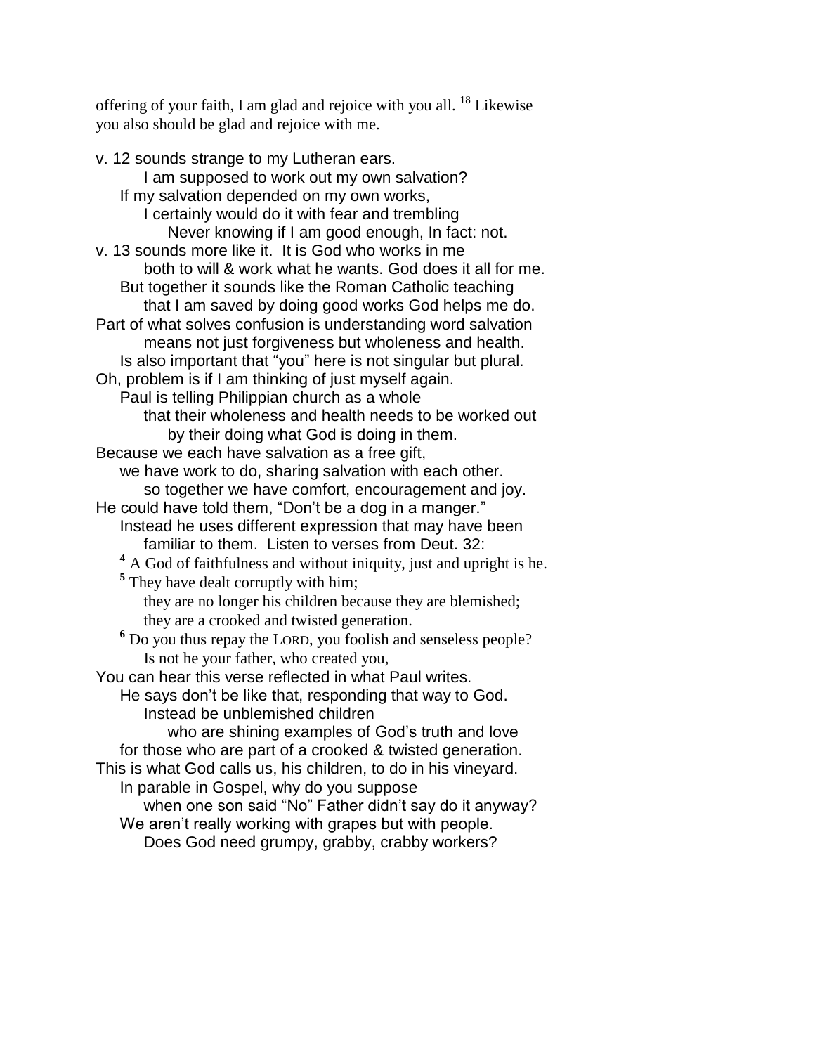offering of your faith, I am glad and rejoice with you all. [18] Likewise you also should be glad and rejoice with me.

v. 12 sounds strange to my Lutheran ears.
        I am supposed to work out my own salvation?
    If my salvation depended on my own works,
        I certainly would do it with fear and trembling
            Never knowing if I am good enough, In fact: not.
v. 13 sounds more like it. It is God who works in me
        both to will & work what he wants. God does it all for me.
    But together it sounds like the Roman Catholic teaching
        that I am saved by doing good works God helps me do.
Part of what solves confusion is understanding word salvation
        means not just forgiveness but wholeness and health.
    Is also important that "you" here is not singular but plural.
Oh, problem is if I am thinking of just myself again.
    Paul is telling Philippian church as a whole
        that their wholeness and health needs to be worked out
            by their doing what God is doing in them.
Because we each have salvation as a free gift,
    we have work to do, sharing salvation with each other.
        so together we have comfort, encouragement and joy.
He could have told them, "Don't be a dog in a manger."
    Instead he uses different expression that may have been
        familiar to them. Listen to verses from Deut. 32:
    **4** A God of faithfulness and without iniquity, just and upright is he.
    **5** They have dealt corruptly with him;
        they are no longer his children because they are blemished;
        they are a crooked and twisted generation.
    **6** Do you thus repay the LORD, you foolish and senseless people?
        Is not he your father, who created you,
You can hear this verse reflected in what Paul writes.
    He says don't be like that, responding that way to God.
        Instead be unblemished children
            who are shining examples of God's truth and love
    for those who are part of a crooked & twisted generation.
This is what God calls us, his children, to do in his vineyard.
    In parable in Gospel, why do you suppose
        when one son said "No" Father didn't say do it anyway?
    We aren't really working with grapes but with people.
        Does God need grumpy, grabby, crabby workers?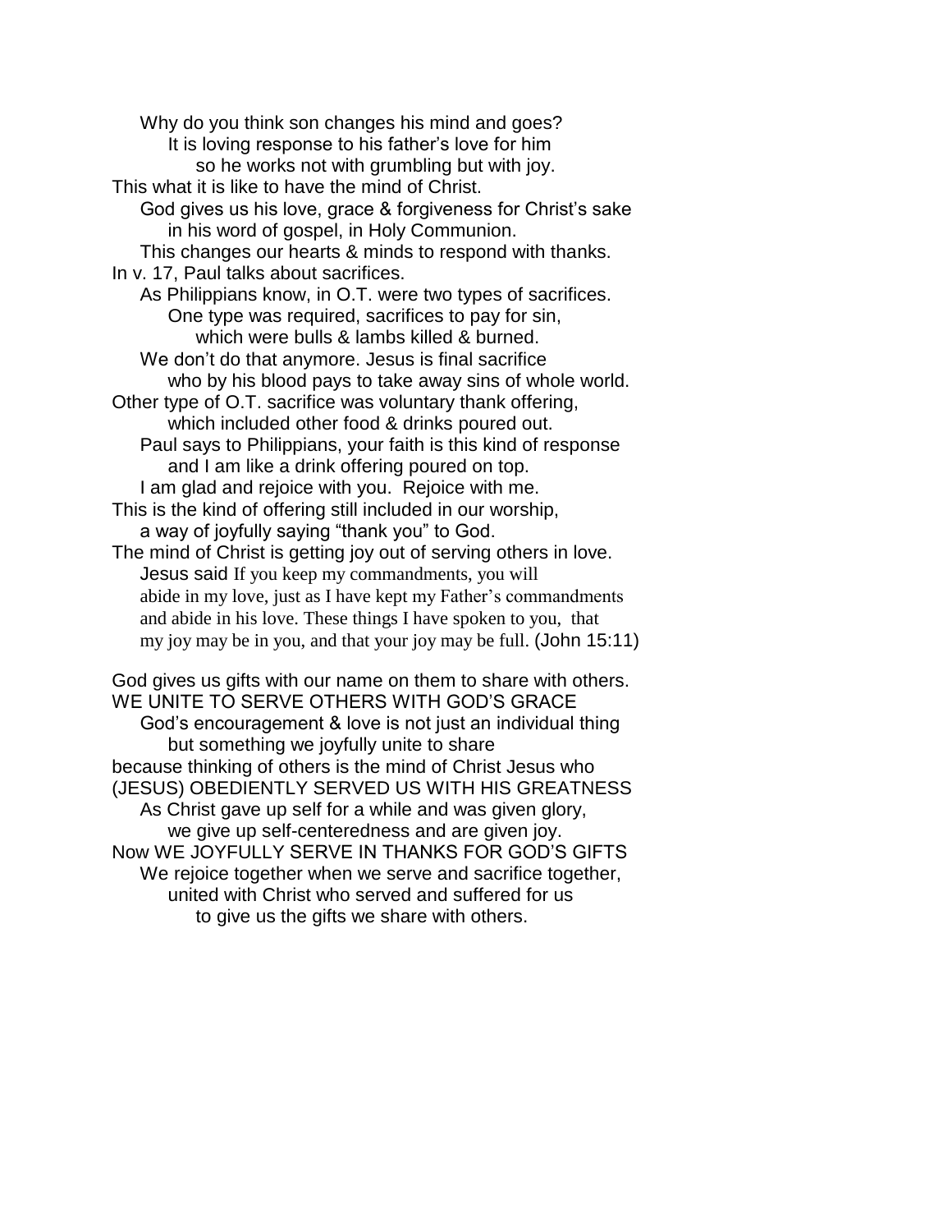Why do you think son changes his mind and goes?
It is loving response to his father's love for him
so he works not with grumbling but with joy.
This what it is like to have the mind of Christ.
God gives us his love, grace & forgiveness for Christ's sake
in his word of gospel, in Holy Communion.
This changes our hearts & minds to respond with thanks.
In v. 17, Paul talks about sacrifices.
As Philippians know, in O.T. were two types of sacrifices.
One type was required, sacrifices to pay for sin,
which were bulls & lambs killed & burned.
We don't do that anymore. Jesus is final sacrifice
who by his blood pays to take away sins of whole world.
Other type of O.T. sacrifice was voluntary thank offering,
which included other food & drinks poured out.
Paul says to Philippians, your faith is this kind of response
and I am like a drink offering poured on top.
I am glad and rejoice with you. Rejoice with me.
This is the kind of offering still included in our worship,
a way of joyfully saying "thank you" to God.
The mind of Christ is getting joy out of serving others in love.
Jesus said If you keep my commandments, you will
abide in my love, just as I have kept my Father's commandments
and abide in his love. These things I have spoken to you, that
my joy may be in you, and that your joy may be full. (John 15:11)

God gives us gifts with our name on them to share with others.
WE UNITE TO SERVE OTHERS WITH GOD'S GRACE
God's encouragement & love is not just an individual thing
but something we joyfully unite to share
because thinking of others is the mind of Christ Jesus who
(JESUS) OBEDIENTLY SERVED US WITH HIS GREATNESS
As Christ gave up self for a while and was given glory,
we give up self-centeredness and are given joy.
Now WE JOYFULLY SERVE IN THANKS FOR GOD'S GIFTS
We rejoice together when we serve and sacrifice together,
united with Christ who served and suffered for us
to give us the gifts we share with others.